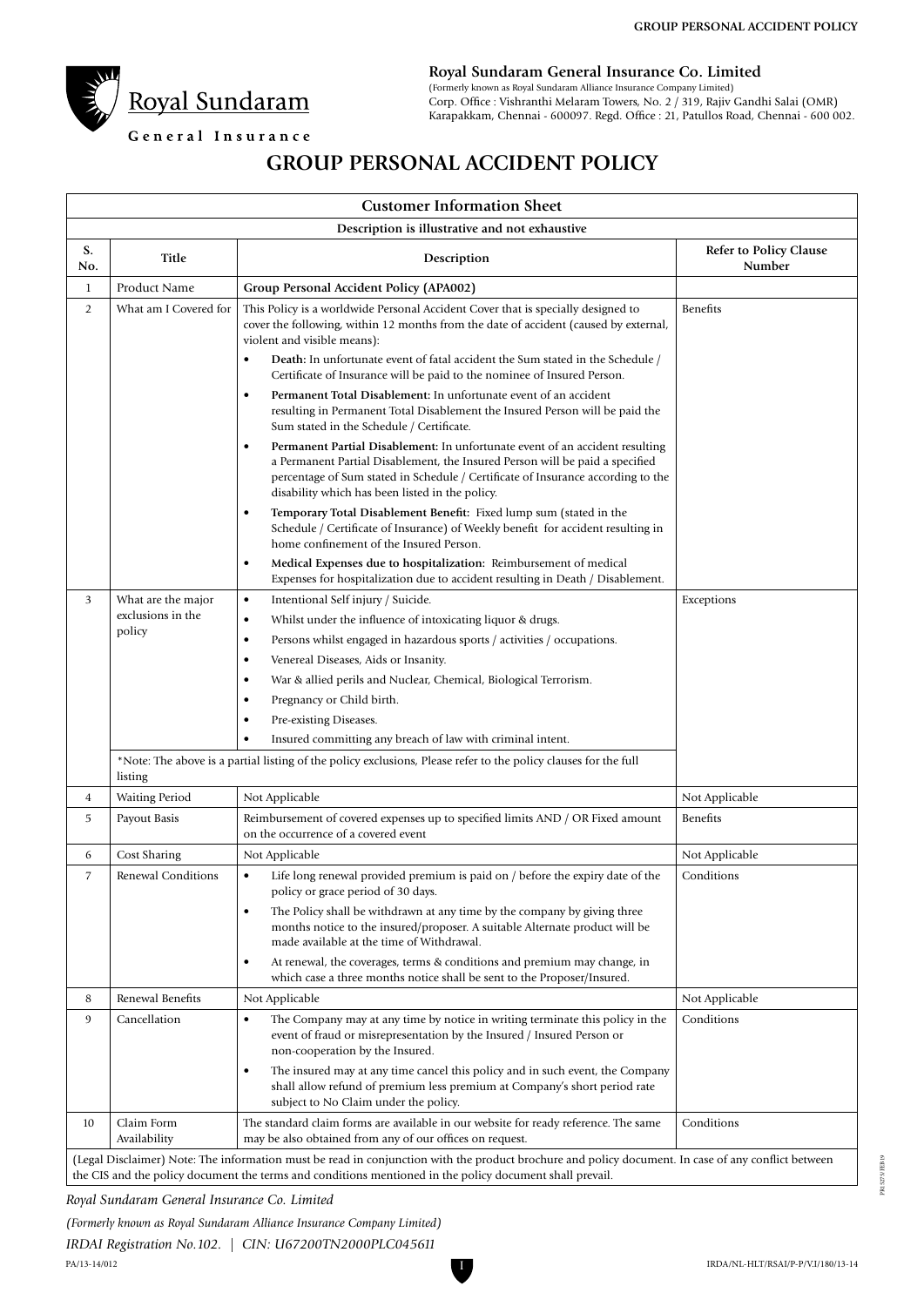**Royal Sundaram General Insurance Co. Limited**
(Formerly known as Royal Sundaram Alliance Insurance Company Limited)
Corp. Office : Vishranthi Melaram Towers, No. 2 / 319, Rajiv Gandhi Salai (OMR) Karapakkam, Chennai - 600097. Regd. Office : 21, Patullos Road, Chennai - 600 002.

# GROUP PERSONAL ACCIDENT POLICY

## Customer Information Sheet

Description is illustrative and not exhaustive

| S. No. | Title | Description | Refer to Policy Clause Number |
|---|---|---|---|
| 1 | Product Name | **Group Personal Accident Policy (APA002)** | |
| 2 | What am I Covered for | This Policy is a worldwide Personal Accident Cover that is specially designed to cover the following, within 12 months from the date of accident (caused by external, violent and visible means):<br>• **Death:** In unfortunate event of fatal accident the Sum stated in the Schedule / Certificate of Insurance will be paid to the nominee of Insured Person.<br>• **Permanent Total Disablement:** In unfortunate event of an accident resulting in Permanent Total Disablement the Insured Person will be paid the Sum stated in the Schedule / Certificate.<br>• **Permanent Partial Disablement:** In unfortunate event of an accident resulting a Permanent Partial Disablement, the Insured Person will be paid a specified percentage of Sum stated in Schedule / Certificate of Insurance according to the disability which has been listed in the policy.<br>• **Temporary Total Disablement Benefit:** Fixed lump sum (stated in the Schedule / Certificate of Insurance) of Weekly benefit for accident resulting in home confinement of the Insured Person.<br>• **Medical Expenses due to hospitalization:** Reimbursement of medical Expenses for hospitalization due to accident resulting in Death / Disablement. | Benefits |
| 3 | What are the major exclusions in the policy | • Intentional Self injury / Suicide.<br>• Whilst under the influence of intoxicating liquor & drugs.<br>• Persons whilst engaged in hazardous sports / activities / occupations.<br>• Venereal Diseases, Aids or Insanity.<br>• War & allied perils and Nuclear, Chemical, Biological Terrorism.<br>• Pregnancy or Child birth.<br>• Pre-existing Diseases.<br>• Insured committing any breach of law with criminal intent.<br>*Note: The above is a partial listing of the policy exclusions, Please refer to the policy clauses for the full listing | Exceptions |
| 4 | Waiting Period | Not Applicable | Not Applicable |
| 5 | Payout Basis | Reimbursement of covered expenses up to specified limits AND / OR Fixed amount on the occurrence of a covered event | Benefits |
| 6 | Cost Sharing | Not Applicable | Not Applicable |
| 7 | Renewal Conditions | • Life long renewal provided premium is paid on / before the expiry date of the policy or grace period of 30 days.<br>• The Policy shall be withdrawn at any time by the company by giving three months notice to the insured/proposer. A suitable Alternate product will be made available at the time of Withdrawal.<br>• At renewal, the coverages, terms & conditions and premium may change, in which case a three months notice shall be sent to the Proposer/Insured. | Conditions |
| 8 | Renewal Benefits | Not Applicable | Not Applicable |
| 9 | Cancellation | • The Company may at any time by notice in writing terminate this policy in the event of fraud or misrepresentation by the Insured / Insured Person or non-cooperation by the Insured.<br>• The insured may at any time cancel this policy and in such event, the Company shall allow refund of premium less premium at Company's short period rate subject to No Claim under the policy. | Conditions |
| 10 | Claim Form Availability | The standard claim forms are available in our website for ready reference. The same may be also obtained from any of our offices on request. | Conditions |

(Legal Disclaimer) Note: The information must be read in conjunction with the product brochure and policy document. In case of any conflict between the CIS and the policy document the terms and conditions mentioned in the policy document shall prevail.

*Royal Sundaram General Insurance Co. Limited*

*(Formerly known as Royal Sundaram Alliance Insurance Company Limited)*

*IRDAI Registration No.102. | CIN: U67200TN2000PLC045611*

PA/13-14/012

IRDA/NL-HLT/RSAI/P-P/V.I/180/13-14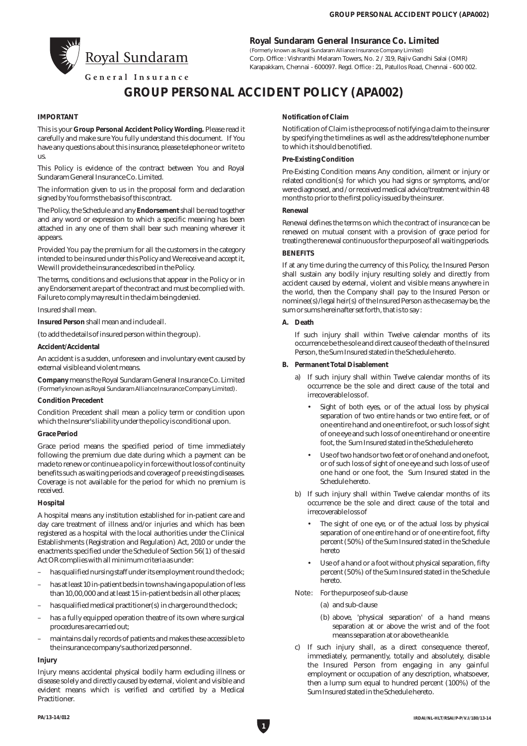**Royal Sundaram General Insurance Co. Limited**

(Formerly known as Royal Sundaram Alliance Insurance Company Limited)
Corp. Office : Vishranthi Melaram Towers, No. 2 / 319, Rajiv Gandhi Salai (OMR) Karapakkam, Chennai - 600097. Regd. Office : 21, Patullos Road, Chennai - 600 002.

# GROUP PERSONAL ACCIDENT POLICY (APA002)

**IMPORTANT**

This is your **Group Personal Accident Policy Wording.** Please read it carefully and make sure You fully understand this document. If You have any questions about this insurance, please telephone or write to us.

This Policy is evidence of the contract between You and Royal Sundaram General Insurance Co. Limited.

The information given to us in the proposal form and declaration signed by You forms the basis of this contract.

The Policy, the Schedule and any **Endorsement** shall be read together and any word or expression to which a specific meaning has been attached in any one of them shall bear such meaning wherever it appears.

Provided You pay the premium for all the customers in the category intended to be insured under this Policy and We receive and accept it, We will provide the insurance described in the Policy.

The terms, conditions and exclusions that appear in the Policy or in any Endorsement are part of the contract and must be complied with. Failure to comply may result in the claim being denied.

Insured shall mean.

**Insured Person** shall mean and include all.

(to add the details of insured person within the group).

**Accident/Accidental**

An accident is a sudden, unforeseen and involuntary event caused by external visible and violent means.

**Company** means the Royal Sundaram General Insurance Co. Limited (Formerly known as Royal Sundaram Alliance Insurance Company Limited).

**Condition Precedent**

Condition Precedent shall mean a policy term or condition upon which the Insurer's liability under the policy is conditional upon.

**Grace Period**

Grace period means the specified period of time immediately following the premium due date during which a payment can be made to renew or continue a policy in force without loss of continuity benefits such as waiting periods and coverage of p re existing diseases. Coverage is not available for the period for which no premium is received.

**Hospital**

A hospital means any institution established for in-patient care and day care treatment of illness and/or injuries and which has been registered as a hospital with the local authorities under the Clinical Establishments (Registration and Regulation) Act, 2010 or under the enactments specified under the Schedule of Section 56(1) of the said Act OR complies with all minimum criteria as under:

- has qualified nursing staff under its employment round the clock;
- has at least 10 in-patient beds in towns having a population of less than 10,00,000 and at least 15 in-patient beds in all other places;
- has qualified medical practitioner(s) in charge round the clock;
- has a fully equipped operation theatre of its own where surgical procedures are carried out;
- maintains daily records of patients and makes these accessible to the insurance company's authorized personnel.

**Injury**

Injury means accidental physical bodily harm excluding illness or disease solely and directly caused by external, violent and visible and evident means which is verified and certified by a Medical Practitioner.

**Notification of Claim**

Notification of Claim is the process of notifying a claim to the insurer by specifying the timelines as well as the address/telephone number to which it should be notified.

**Pre-Existing Condition**

Pre-Existing Condition means Any condition, ailment or injury or related condition(s) for which you had signs or symptoms, and/or were diagnosed, and / or received medical advice/treatment within 48 months to prior to the first policy issued by the insurer.

**Renewal**

Renewal defines the terms on which the contract of insurance can be renewed on mutual consent with a provision of grace period for treating the renewal continuous for the purpose of all waiting periods.

**BENEFITS**

If at any time during the currency of this Policy, the Insured Person shall sustain any bodily injury resulting solely and directly from accident caused by external, violent and visible means anywhere in the world, then the Company shall pay to the Insured Person or nominee(s)/legal heir(s) of the Insured Person as the case may be, the sum or sums hereinafter set forth, that is to say :

**A. Death**

If such injury shall within Twelve calendar months of its occurrence be the sole and direct cause of the death of the Insured Person, the Sum Insured stated in the Schedule hereto.

**B. Permanent Total Disablement**

a) If such injury shall within Twelve calendar months of its occurrence be the sole and direct cause of the total and irrecoverable loss of.

- Sight of both eyes, or of the actual loss by physical separation of two entire hands or two entire feet, or of one entire hand and one entire foot, or such loss of sight of one eye and such loss of one entire hand or one entire foot, the Sum Insured stated in the Schedule hereto
- Use of two hands or two feet or of one hand and one foot, or of such loss of sight of one eye and such loss of use of one hand or one foot, the Sum Insured stated in the Schedule hereto.

b) If such injury shall within Twelve calendar months of its occurrence be the sole and direct cause of the total and irrecoverable loss of

- The sight of one eye, or of the actual loss by physical separation of one entire hand or of one entire foot, fifty percent (50%) of the Sum Insured stated in the Schedule hereto
- Use of a hand or a foot without physical separation, fifty percent (50%) of the Sum Insured stated in the Schedule hereto.

Note: For the purpose of sub-clause

(a) and sub-clause

(b) above, 'physical separation' of a hand means separation at or above the wrist and of the foot means separation at or above the ankle.

c) If such injury shall, as a direct consequence thereof, immediately, permanently, totally and absolutely, disable the Insured Person from engaging in any gainful employment or occupation of any description, whatsoever, then a lump sum equal to hundred percent (100%) of the Sum Insured stated in the Schedule hereto.

PA/13-14/012 IRDAI/NL-HLT/RSAI/P-P/V.I/180/13-14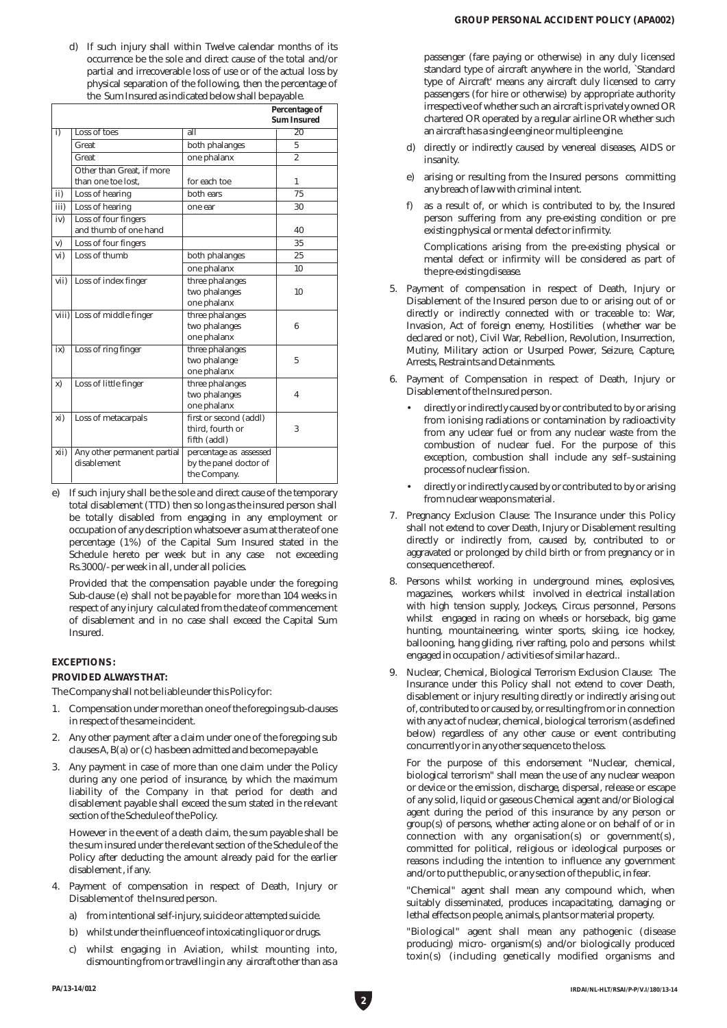d) If such injury shall within Twelve calendar months of its occurrence be the sole and direct cause of the total and/or partial and irrecoverable loss of use or of the actual loss by physical separation of the following, then the percentage of the Sum Insured as indicated below shall be payable.

| | | | Percentage of Sum Insured |
|---|---|---|---|
| i) | Loss of toes | all | 20 |
| | Great | both phalanges | 5 |
| | Great | one phalanx | 2 |
| | Other than Great, if more than one toe lost, | for each toe | 1 |
| ii) | Loss of hearing | both ears | 75 |
| iii) | Loss of hearing | one ear | 30 |
| iv) | Loss of four fingers and thumb of one hand | | 40 |
| v) | Loss of four fingers | | 35 |
| vi) | Loss of thumb | both phalanges | 25 |
| | | one phalanx | 10 |
| vii) | Loss of index finger | three phalanges two phalanges one phalanx | 10 |
| viii) | Loss of middle finger | three phalanges two phalanges one phalanx | 6 |
| ix) | Loss of ring finger | three phalanges two phalange one phalanx | 5 |
| x) | Loss of little finger | three phalanges two phalanges one phalanx | 4 |
| xi) | Loss of metacarpals | first or second (addl) third, fourth or fifth (addl) | 3 |
| xii) | Any other permanent partial disablement | percentage as assessed by the panel doctor of the Company. | |

e) If such injury shall be the sole and direct cause of the temporary total disablement (TTD) then so long as the insured person shall be totally disabled from engaging in any employment or occupation of any description whatsoever a sum at the rate of one percentage (1%) of the Capital Sum Insured stated in the Schedule hereto per week but in any case not exceeding Rs.3000/- per week in all, under all policies.

Provided that the compensation payable under the foregoing Sub-clause (e) shall not be payable for more than 104 weeks in respect of any injury calculated from the date of commencement of disablement and in no case shall exceed the Capital Sum Insured.

**EXCEPTIONS :**

**PROVIDED ALWAYS THAT:**

The Company shall not be liable under this Policy for:

1. Compensation under more than one of the foregoing sub-clauses in respect of the same incident.
2. Any other payment after a claim under one of the foregoing sub clauses A, B(a) or (c) has been admitted and become payable.
3. Any payment in case of more than one claim under the Policy during any one period of insurance, by which the maximum liability of the Company in that period for death and disablement payable shall exceed the sum stated in the relevant section of the Schedule of the Policy.

   However in the event of a death claim, the sum payable shall be the sum insured under the relevant section of the Schedule of the Policy after deducting the amount already paid for the earlier disablement , if any.

4. Payment of compensation in respect of Death, Injury or Disablement of the Insured person.
   a) from intentional self-injury, suicide or attempted suicide.
   b) whilst under the influence of intoxicating liquor or drugs.
   c) whilst engaging in Aviation, whilst mounting into, dismounting from or travelling in any aircraft other than as a passenger (fare paying or otherwise) in any duly licensed standard type of aircraft anywhere in the world, `Standard type of Aircraft' means any aircraft duly licensed to carry passengers (for hire or otherwise) by appropriate authority irrespective of whether such an aircraft is privately owned OR chartered OR operated by a regular airline OR whether such an aircraft has a single engine or multiple engine.
   d) directly or indirectly caused by venereal diseases, AIDS or insanity.
   e) arising or resulting from the Insured persons committing any breach of law with criminal intent.
   f) as a result of, or which is contributed to by, the Insured person suffering from any pre-existing condition or pre existing physical or mental defect or infirmity.

      Complications arising from the pre-existing physical or mental defect or infirmity will be considered as part of the pre-existing disease.

5. Payment of compensation in respect of Death, Injury or Disablement of the Insured person due to or arising out of or directly or indirectly connected with or traceable to: War, Invasion, Act of foreign enemy, Hostilities (whether war be declared or not), Civil War, Rebellion, Revolution, Insurrection, Mutiny, Military action or Usurped Power, Seizure, Capture, Arrests, Restraints and Detainments.
6. Payment of Compensation in respect of Death, Injury or Disablement of the Insured person.
   - directly or indirectly caused by or contributed to by or arising from ionising radiations or contamination by radioactivity from any uclear fuel or from any nuclear waste from the combustion of nuclear fuel. For the purpose of this exception, combustion shall include any self–sustaining process of nuclear fission.
   - directly or indirectly caused by or contributed to by or arising from nuclear weapons material.
7. Pregnancy Exclusion Clause: The Insurance under this Policy shall not extend to cover Death, Injury or Disablement resulting directly or indirectly from, caused by, contributed to or aggravated or prolonged by child birth or from pregnancy or in consequence thereof.
8. Persons whilst working in underground mines, explosives, magazines, workers whilst involved in electrical installation with high tension supply, Jockeys, Circus personnel, Persons whilst engaged in racing on wheels or horseback, big game hunting, mountaineering, winter sports, skiing, ice hockey, ballooning, hang gliding, river rafting, polo and persons whilst engaged in occupation / activities of similar hazard..
9. Nuclear, Chemical, Biological Terrorism Exclusion Clause: The Insurance under this Policy shall not extend to cover Death, disablement or injury resulting directly or indirectly arising out of, contributed to or caused by, or resulting from or in connection with any act of nuclear, chemical, biological terrorism (as defined below) regardless of any other cause or event contributing concurrently or in any other sequence to the loss.

   For the purpose of this endorsement "Nuclear, chemical, biological terrorism" shall mean the use of any nuclear weapon or device or the emission, discharge, dispersal, release or escape of any solid, liquid or gaseous Chemical agent and/or Biological agent during the period of this insurance by any person or group(s) of persons, whether acting alone or on behalf of or in connection with any organisation(s) or government(s), committed for political, religious or ideological purposes or reasons including the intention to influence any government and/or to put the public, or any section of the public, in fear.

   "Chemical" agent shall mean any compound which, when suitably disseminated, produces incapacitating, damaging or lethal effects on people, animals, plants or material property.

   "Biological" agent shall mean any pathogenic (disease producing) micro- organism(s) and/or biologically produced toxin(s) (including genetically modified organisms and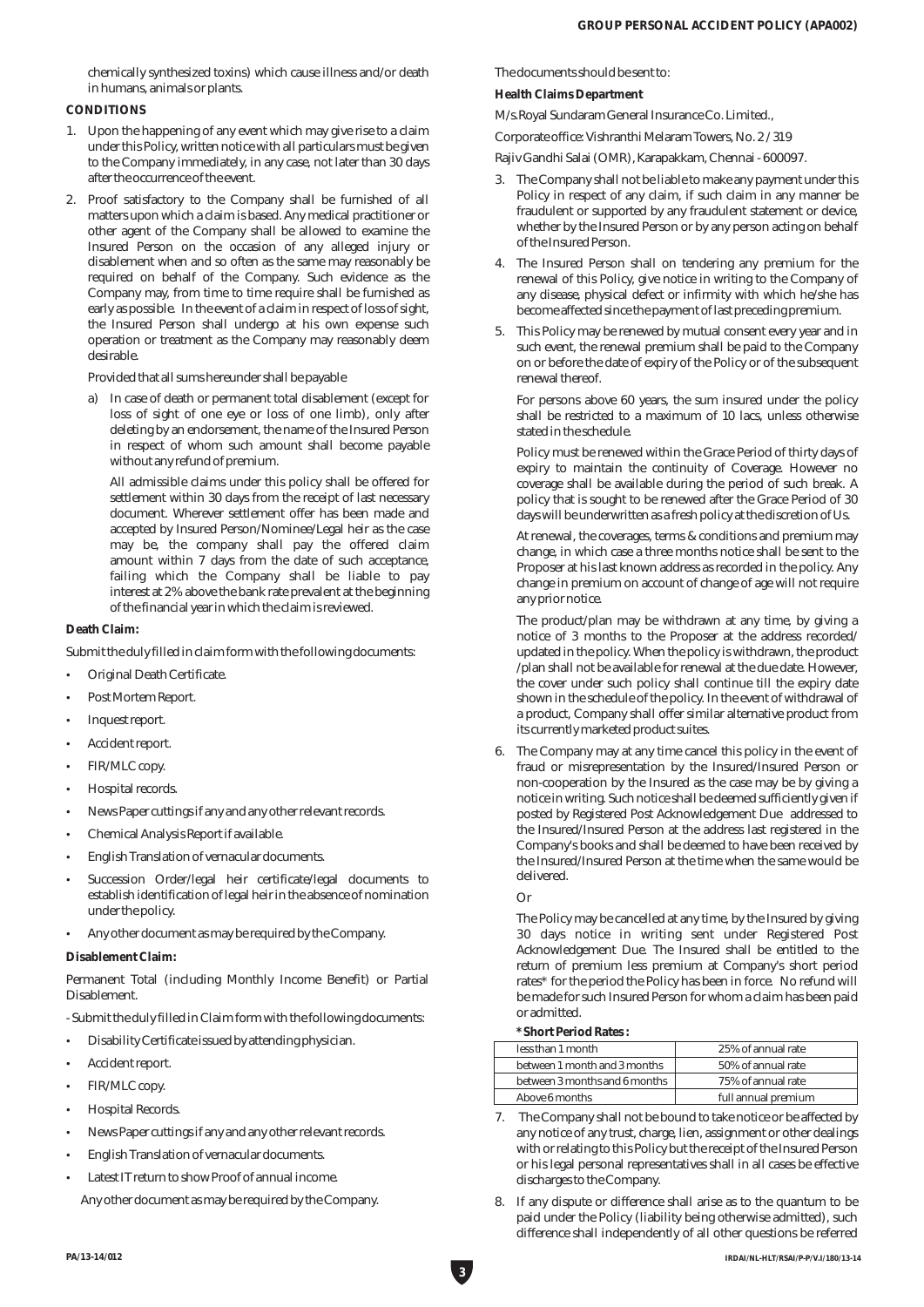chemically synthesized toxins) which cause illness and/or death in humans, animals or plants.

**CONDITIONS**

1. Upon the happening of any event which may give rise to a claim under this Policy, written notice with all particulars must be given to the Company immediately, in any case, not later than 30 days after the occurrence of the event.

2. Proof satisfactory to the Company shall be furnished of all matters upon which a claim is based. Any medical practitioner or other agent of the Company shall be allowed to examine the Insured Person on the occasion of any alleged injury or disablement when and so often as the same may reasonably be required on behalf of the Company. Such evidence as the Company may, from time to time require shall be furnished as early as possible. In the event of a claim in respect of loss of sight, the Insured Person shall undergo at his own expense such operation or treatment as the Company may reasonably deem desirable.

   Provided that all sums hereunder shall be payable

   a) In case of death or permanent total disablement (except for loss of sight of one eye or loss of one limb), only after deleting by an endorsement, the name of the Insured Person in respect of whom such amount shall become payable without any refund of premium.

      All admissible claims under this policy shall be offered for settlement within 30 days from the receipt of last necessary document. Wherever settlement offer has been made and accepted by Insured Person/Nominee/Legal heir as the case may be, the company shall pay the offered claim amount within 7 days from the date of such acceptance, failing which the Company shall be liable to pay interest at 2% above the bank rate prevalent at the beginning of the financial year in which the claim is reviewed.

**Death Claim:**

Submit the duly filled in claim form with the following documents:

- Original Death Certificate.
- Post Mortem Report.
- Inquest report.
- Accident report.
- FIR/MLC copy.
- Hospital records.
- News Paper cuttings if any and any other relevant records.
- Chemical Analysis Report if available.
- English Translation of vernacular documents.
- Succession Order/legal heir certificate/legal documents to establish identification of legal heir in the absence of nomination under the policy.
- Any other document as may be required by the Company.

**Disablement Claim:**

Permanent Total (including Monthly Income Benefit) or Partial Disablement.

- Submit the duly filled in Claim form with the following documents:

- Disability Certificate issued by attending physician.
- Accident report.
- FIR/MLC copy.
- Hospital Records.
- News Paper cuttings if any and any other relevant records.
- English Translation of vernacular documents.
- Latest IT return to show Proof of annual income.

  Any other document as may be required by the Company.

The documents should be sent to:

**Health Claims Department**

M/s.Royal Sundaram General Insurance Co. Limited.,

Corporate office: Vishranthi Melaram Towers, No. 2 / 319

Rajiv Gandhi Salai (OMR), Karapakkam, Chennai - 600097.

3. The Company shall not be liable to make any payment under this Policy in respect of any claim, if such claim in any manner be fraudulent or supported by any fraudulent statement or device, whether by the Insured Person or by any person acting on behalf of the Insured Person.

4. The Insured Person shall on tendering any premium for the renewal of this Policy, give notice in writing to the Company of any disease, physical defect or infirmity with which he/she has become affected since the payment of last preceding premium.

5. This Policy may be renewed by mutual consent every year and in such event, the renewal premium shall be paid to the Company on or before the date of expiry of the Policy or of the subsequent renewal thereof.

   For persons above 60 years, the sum insured under the policy shall be restricted to a maximum of 10 lacs, unless otherwise stated in the schedule.

   Policy must be renewed within the Grace Period of thirty days of expiry to maintain the continuity of Coverage. However no coverage shall be available during the period of such break. A policy that is sought to be renewed after the Grace Period of 30 days will be underwritten as a fresh policy at the discretion of Us.

   At renewal, the coverages, terms & conditions and premium may change, in which case a three months notice shall be sent to the Proposer at his last known address as recorded in the policy. Any change in premium on account of change of age will not require any prior notice.

   The product/plan may be withdrawn at any time, by giving a notice of 3 months to the Proposer at the address recorded/ updated in the policy. When the policy is withdrawn, the product /plan shall not be available for renewal at the due date. However, the cover under such policy shall continue till the expiry date shown in the schedule of the policy. In the event of withdrawal of a product, Company shall offer similar alternative product from its currently marketed product suites.

6. The Company may at any time cancel this policy in the event of fraud or misrepresentation by the Insured/Insured Person or non-cooperation by the Insured as the case may be by giving a notice in writing. Such notice shall be deemed sufficiently given if posted by Registered Post Acknowledgement Due addressed to the Insured/Insured Person at the address last registered in the Company's books and shall be deemed to have been received by the Insured/Insured Person at the time when the same would be delivered.

   Or

   The Policy may be cancelled at any time, by the Insured by giving 30 days notice in writing sent under Registered Post Acknowledgement Due. The Insured shall be entitled to the return of premium less premium at Company's short period rates* for the period the Policy has been in force. No refund will be made for such Insured Person for whom a claim has been paid or admitted.

   **\* Short Period Rates :**

   | | |
   |---|---|
   | less than 1 month | 25% of annual rate |
   | between 1 month and 3 months | 50% of annual rate |
   | between 3 months and 6 months | 75% of annual rate |
   | Above 6 months | full annual premium |

7. The Company shall not be bound to take notice or be affected by any notice of any trust, charge, lien, assignment or other dealings with or relating to this Policy but the receipt of the Insured Person or his legal personal representatives shall in all cases be effective discharges to the Company.

8. If any dispute or difference shall arise as to the quantum to be paid under the Policy (liability being otherwise admitted), such difference shall independently of all other questions be referred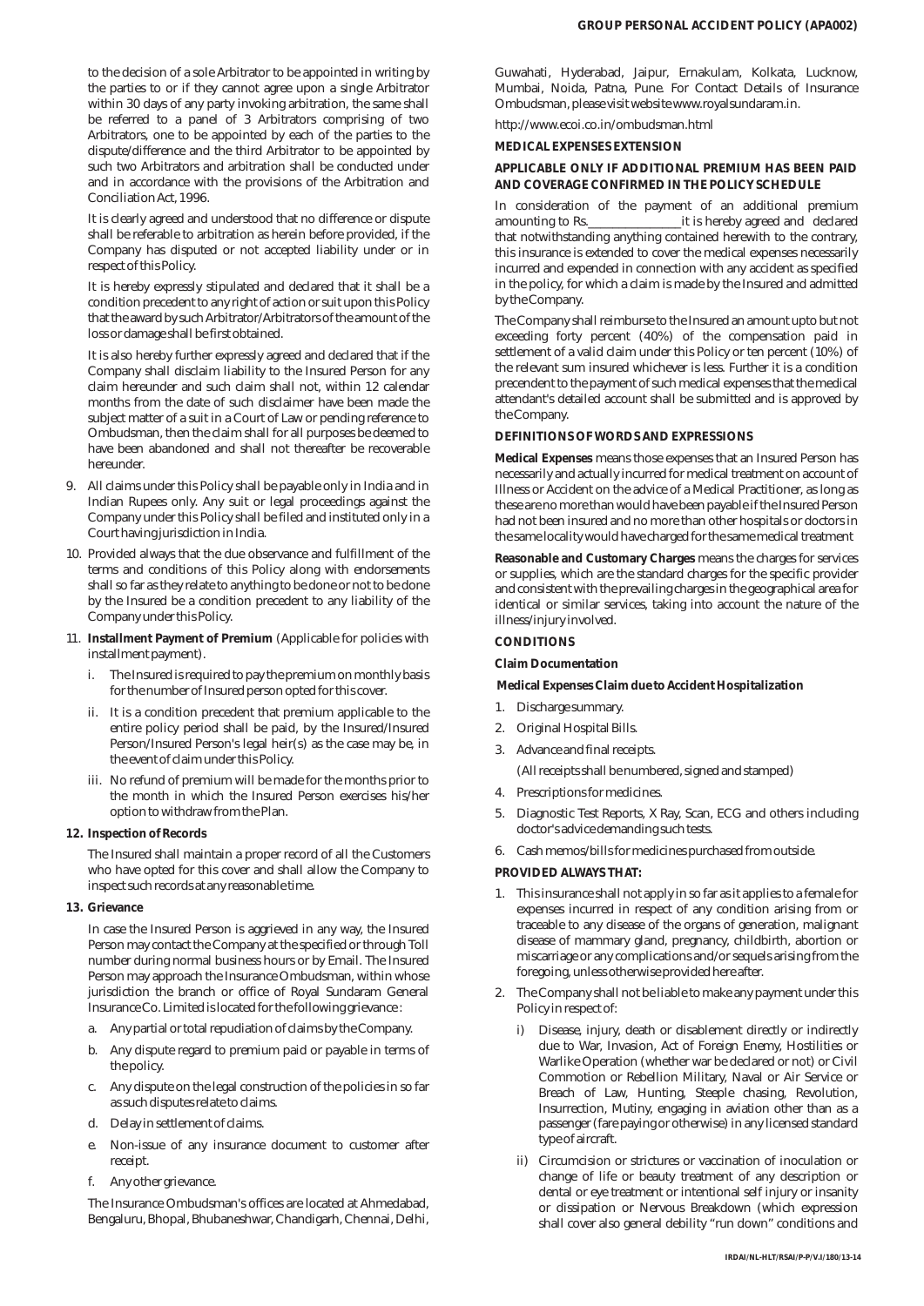to the decision of a sole Arbitrator to be appointed in writing by the parties to or if they cannot agree upon a single Arbitrator within 30 days of any party invoking arbitration, the same shall be referred to a panel of 3 Arbitrators comprising of two Arbitrators, one to be appointed by each of the parties to the dispute/difference and the third Arbitrator to be appointed by such two Arbitrators and arbitration shall be conducted under and in accordance with the provisions of the Arbitration and Conciliation Act, 1996.

It is clearly agreed and understood that no difference or dispute shall be referable to arbitration as herein before provided, if the Company has disputed or not accepted liability under or in respect of this Policy.

It is hereby expressly stipulated and declared that it shall be a condition precedent to any right of action or suit upon this Policy that the award by such Arbitrator/Arbitrators of the amount of the loss or damage shall be first obtained.

It is also hereby further expressly agreed and declared that if the Company shall disclaim liability to the Insured Person for any claim hereunder and such claim shall not, within 12 calendar months from the date of such disclaimer have been made the subject matter of a suit in a Court of Law or pending reference to Ombudsman, then the claim shall for all purposes be deemed to have been abandoned and shall not thereafter be recoverable hereunder.

9. All claims under this Policy shall be payable only in India and in Indian Rupees only. Any suit or legal proceedings against the Company under this Policy shall be filed and instituted only in a Court having jurisdiction in India.

10. Provided always that the due observance and fulfillment of the terms and conditions of this Policy along with endorsements shall so far as they relate to anything to be done or not to be done by the Insured be a condition precedent to any liability of the Company under this Policy.

11. **Installment Payment of Premium** (Applicable for policies with installment payment).
    i. The Insured is required to pay the premium on monthly basis for the number of Insured person opted for this cover.
    ii. It is a condition precedent that premium applicable to the entire policy period shall be paid, by the Insured/Insured Person/Insured Person's legal heir(s) as the case may be, in the event of claim under this Policy.
    iii. No refund of premium will be made for the months prior to the month in which the Insured Person exercises his/her option to withdraw from the Plan.

**12. Inspection of Records**

The Insured shall maintain a proper record of all the Customers who have opted for this cover and shall allow the Company to inspect such records at any reasonable time.

**13. Grievance**

In case the Insured Person is aggrieved in any way, the Insured Person may contact the Company at the specified or through Toll number during normal business hours or by Email. The Insured Person may approach the Insurance Ombudsman, within whose jurisdiction the branch or office of Royal Sundaram General Insurance Co. Limited is located for the following grievance :

a. Any partial or total repudiation of claims by the Company.
b. Any dispute regard to premium paid or payable in terms of the policy.
c. Any dispute on the legal construction of the policies in so far as such disputes relate to claims.
d. Delay in settlement of claims.
e. Non-issue of any insurance document to customer after receipt.
f. Any other grievance.

The Insurance Ombudsman's offices are located at Ahmedabad, Bengaluru, Bhopal, Bhubaneshwar, Chandigarh, Chennai, Delhi, Guwahati, Hyderabad, Jaipur, Ernakulam, Kolkata, Lucknow, Mumbai, Noida, Patna, Pune. For Contact Details of Insurance Ombudsman, please visit website www.royalsundaram.in.

http://www.ecoi.co.in/ombudsman.html

**MEDICAL EXPENSES EXTENSION**

**APPLICABLE ONLY IF ADDITIONAL PREMIUM HAS BEEN PAID AND COVERAGE CONFIRMED IN THE POLICY SCHEDULE**

In consideration of the payment of an additional premium amounting to Rs.________________it is hereby agreed and declared that notwithstanding anything contained herewith to the contrary, this insurance is extended to cover the medical expenses necessarily incurred and expended in connection with any accident as specified in the policy, for which a claim is made by the Insured and admitted by the Company.

The Company shall reimburse to the Insured an amount upto but not exceeding forty percent (40%) of the compensation paid in settlement of a valid claim under this Policy or ten percent (10%) of the relevant sum insured whichever is less. Further it is a condition precendent to the payment of such medical expenses that the medical attendant's detailed account shall be submitted and is approved by the Company.

**DEFINITIONS OF WORDS AND EXPRESSIONS**

**Medical Expenses** means those expenses that an Insured Person has necessarily and actually incurred for medical treatment on account of Illness or Accident on the advice of a Medical Practitioner, as long as these are no more than would have been payable if the Insured Person had not been insured and no more than other hospitals or doctors in the same locality would have charged for the same medical treatment

**Reasonable and Customary Charges** means the charges for services or supplies, which are the standard charges for the specific provider and consistent with the prevailing charges in the geographical area for identical or similar services, taking into account the nature of the illness/injury involved.

**CONDITIONS**

**Claim Documentation**

**Medical Expenses Claim due to Accident Hospitalization**

1. Discharge summary.
2. Original Hospital Bills.
3. Advance and final receipts.
   (All receipts shall be numbered, signed and stamped)
4. Prescriptions for medicines.
5. Diagnostic Test Reports, X Ray, Scan, ECG and others including doctor's advice demanding such tests.
6. Cash memos/bills for medicines purchased from outside.

**PROVIDED ALWAYS THAT:**

1. This insurance shall not apply in so far as it applies to a female for expenses incurred in respect of any condition arising from or traceable to any disease of the organs of generation, malignant disease of mammary gland, pregnancy, childbirth, abortion or miscarriage or any complications and/or sequels arising from the foregoing, unless otherwise provided here after.
2. The Company shall not be liable to make any payment under this Policy in respect of:
   i) Disease, injury, death or disablement directly or indirectly due to War, Invasion, Act of Foreign Enemy, Hostilities or Warlike Operation (whether war be declared or not) or Civil Commotion or Rebellion Military, Naval or Air Service or Breach of Law, Hunting, Steeple chasing, Revolution, Insurrection, Mutiny, engaging in aviation other than as a passenger (fare paying or otherwise) in any licensed standard type of aircraft.
   ii) Circumcision or strictures or vaccination of inoculation or change of life or beauty treatment of any description or dental or eye treatment or intentional self injury or insanity or dissipation or Nervous Breakdown (which expression shall cover also general debility "run down" conditions and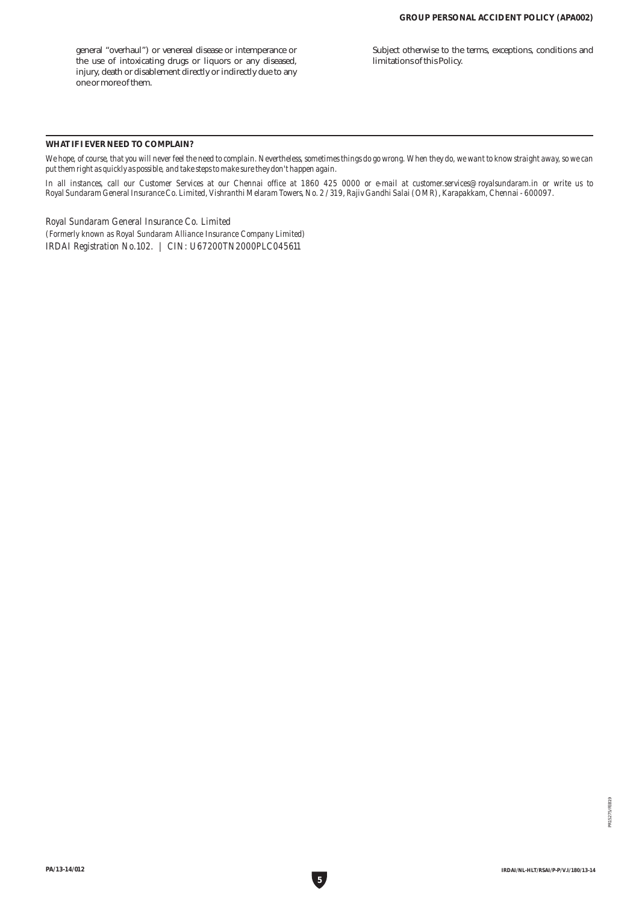general "overhaul") or venereal disease or intemperance or the use of intoxicating drugs or liquors or any diseased, injury, death or disablement directly or indirectly due to any one or more of them.

Subject otherwise to the terms, exceptions, conditions and limitations of this Policy.

**WHAT IF I EVER NEED TO COMPLAIN?**

*We hope, of course, that you will never feel the need to complain. Nevertheless, sometimes things do go wrong. When they do, we want to know straight away, so we can put them right as quickly as possible, and take steps to make sure they don't happen again.*

*In all instances, call our Customer Services at our Chennai office at 1860 425 0000 or e-mail at customer.services@royalsundaram.in or write us to Royal Sundaram General Insurance Co. Limited, Vishranthi Melaram Towers, No. 2 / 319, Rajiv Gandhi Salai (OMR), Karapakkam, Chennai - 600097.*

*Royal Sundaram General Insurance Co. Limited*
*(Formerly known as Royal Sundaram Alliance Insurance Company Limited)*
*IRDAI Registration No.102. | CIN: U67200TN2000PLC045611*

PR15275/FEB19

PA/13-14/012

IRDAI/NL-HLT/RSAI/P-P/V.I/180/13-14